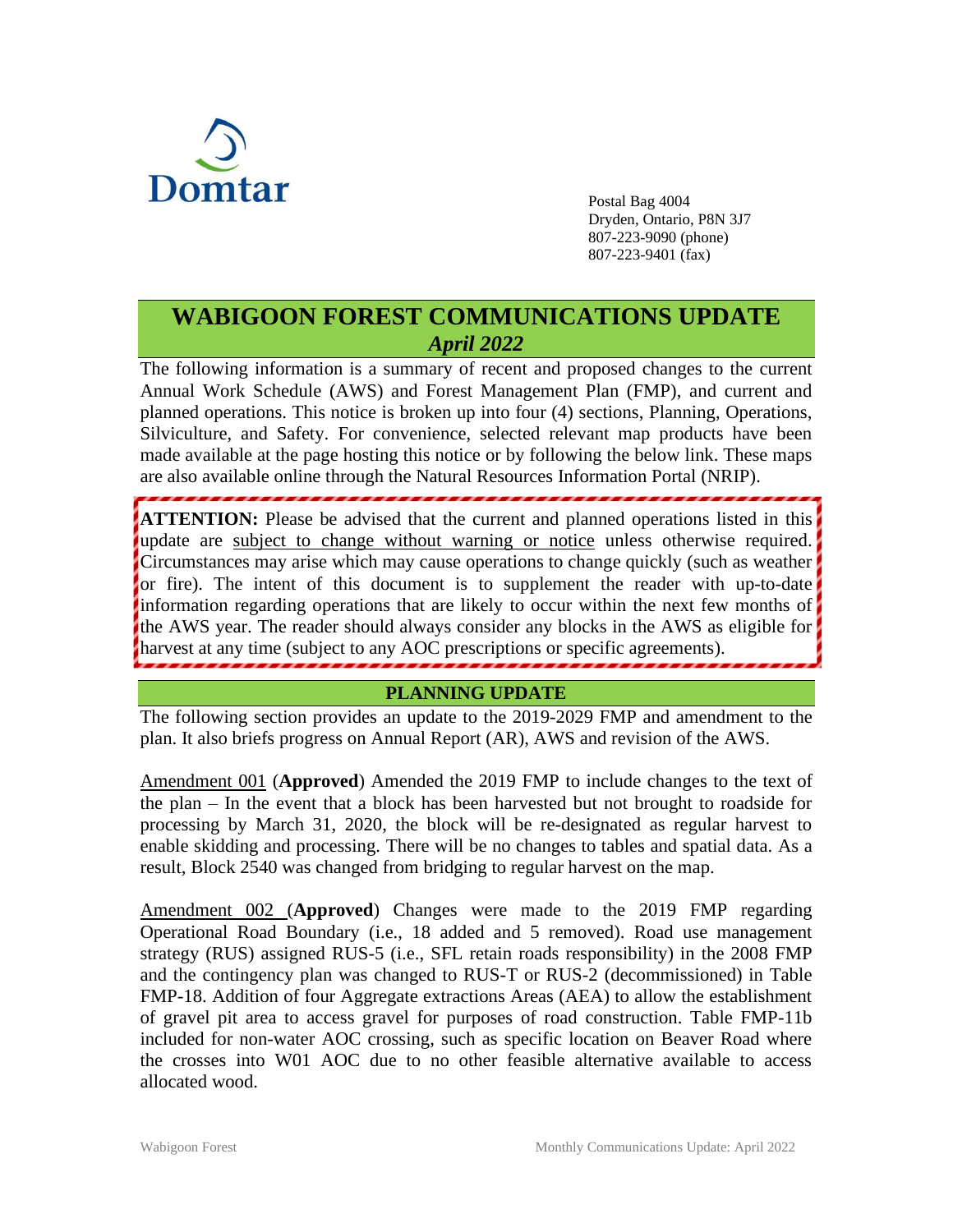Domtar

Postal Bag 4004
Dryden, Ontario, P8N 3J7
807-223-9090 (phone)
807-223-9401 (fax)

# WABIGOON FOREST COMMUNICATIONS UPDATE
## *April 2022*

The following information is a summary of recent and proposed changes to the current Annual Work Schedule (AWS) and Forest Management Plan (FMP), and current and planned operations. This notice is broken up into four (4) sections, Planning, Operations, Silviculture, and Safety. For convenience, selected relevant map products have been made available at the page hosting this notice or by following the below link. These maps are also available online through the Natural Resources Information Portal (NRIP).

> **ATTENTION:** Please be advised that the current and planned operations listed in this update are subject to change without warning or notice unless otherwise required. Circumstances may arise which may cause operations to change quickly (such as weather or fire). The intent of this document is to supplement the reader with up-to-date information regarding operations that are likely to occur within the next few months of the AWS year. The reader should always consider any blocks in the AWS as eligible for harvest at any time (subject to any AOC prescriptions or specific agreements).

## PLANNING UPDATE

The following section provides an update to the 2019-2029 FMP and amendment to the plan. It also briefs progress on Annual Report (AR), AWS and revision of the AWS.

Amendment 001 (**Approved**) Amended the 2019 FMP to include changes to the text of the plan – In the event that a block has been harvested but not brought to roadside for processing by March 31, 2020, the block will be re-designated as regular harvest to enable skidding and processing. There will be no changes to tables and spatial data. As a result, Block 2540 was changed from bridging to regular harvest on the map.

Amendment 002 (**Approved**) Changes were made to the 2019 FMP regarding Operational Road Boundary (i.e., 18 added and 5 removed). Road use management strategy (RUS) assigned RUS-5 (i.e., SFL retain roads responsibility) in the 2008 FMP and the contingency plan was changed to RUS-T or RUS-2 (decommissioned) in Table FMP-18. Addition of four Aggregate extractions Areas (AEA) to allow the establishment of gravel pit area to access gravel for purposes of road construction. Table FMP-11b included for non-water AOC crossing, such as specific location on Beaver Road where the crosses into W01 AOC due to no other feasible alternative available to access allocated wood.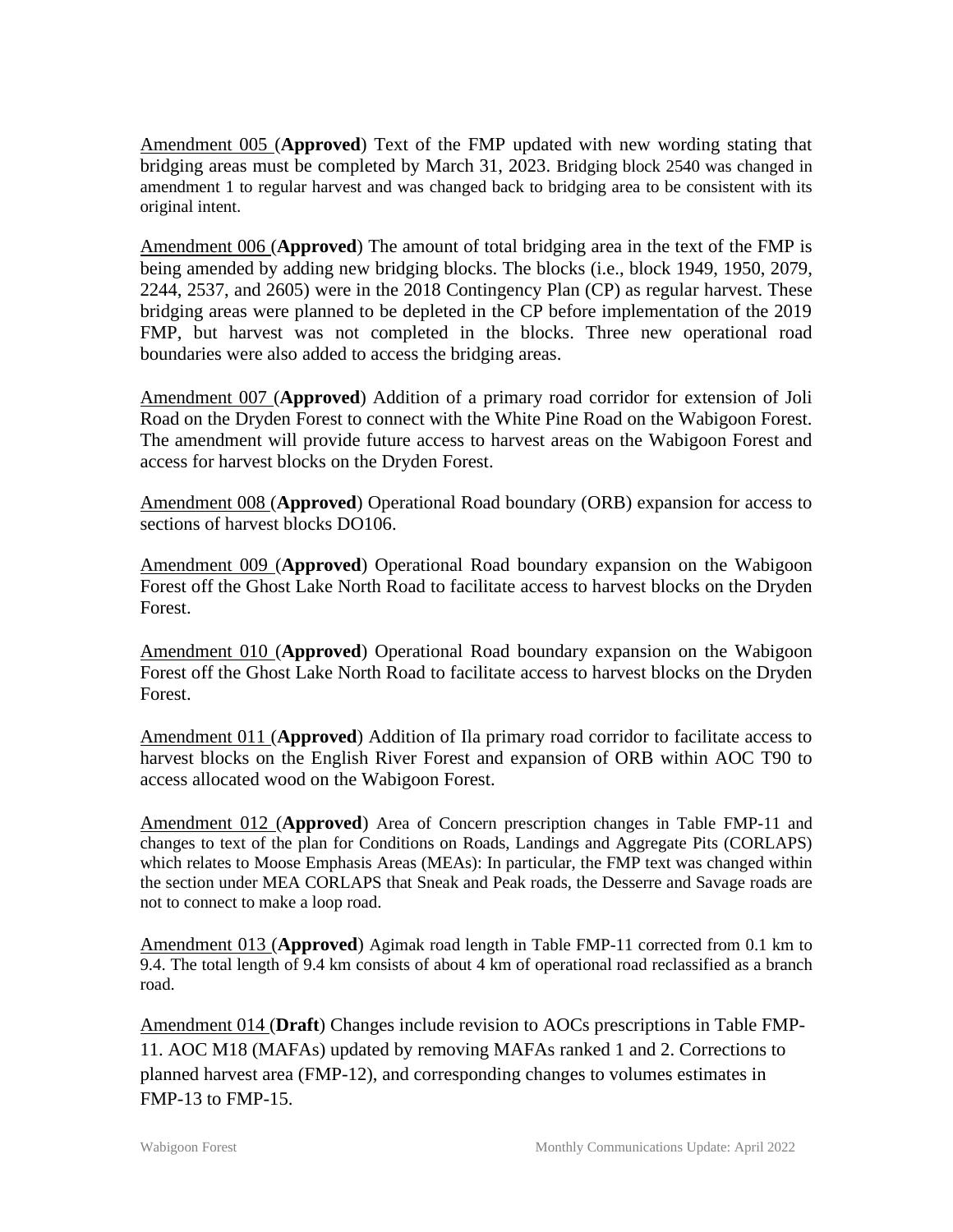Amendment 005 (**Approved**) Text of the FMP updated with new wording stating that bridging areas must be completed by March 31, 2023. Bridging block 2540 was changed in amendment 1 to regular harvest and was changed back to bridging area to be consistent with its original intent.

Amendment 006 (**Approved**) The amount of total bridging area in the text of the FMP is being amended by adding new bridging blocks. The blocks (i.e., block 1949, 1950, 2079, 2244, 2537, and 2605) were in the 2018 Contingency Plan (CP) as regular harvest. These bridging areas were planned to be depleted in the CP before implementation of the 2019 FMP, but harvest was not completed in the blocks. Three new operational road boundaries were also added to access the bridging areas.

Amendment 007 (**Approved**) Addition of a primary road corridor for extension of Joli Road on the Dryden Forest to connect with the White Pine Road on the Wabigoon Forest. The amendment will provide future access to harvest areas on the Wabigoon Forest and access for harvest blocks on the Dryden Forest.

Amendment 008 (**Approved**) Operational Road boundary (ORB) expansion for access to sections of harvest blocks DO106.

Amendment 009 (**Approved**) Operational Road boundary expansion on the Wabigoon Forest off the Ghost Lake North Road to facilitate access to harvest blocks on the Dryden Forest.

Amendment 010 (**Approved**) Operational Road boundary expansion on the Wabigoon Forest off the Ghost Lake North Road to facilitate access to harvest blocks on the Dryden Forest.

Amendment 011 (**Approved**) Addition of Ila primary road corridor to facilitate access to harvest blocks on the English River Forest and expansion of ORB within AOC T90 to access allocated wood on the Wabigoon Forest.

Amendment 012 (**Approved**) Area of Concern prescription changes in Table FMP-11 and changes to text of the plan for Conditions on Roads, Landings and Aggregate Pits (CORLAPS) which relates to Moose Emphasis Areas (MEAs): In particular, the FMP text was changed within the section under MEA CORLAPS that Sneak and Peak roads, the Desserre and Savage roads are not to connect to make a loop road.

Amendment 013 (**Approved**) Agimak road length in Table FMP-11 corrected from 0.1 km to 9.4. The total length of 9.4 km consists of about 4 km of operational road reclassified as a branch road.

Amendment 014 (**Draft**) Changes include revision to AOCs prescriptions in Table FMP-11. AOC M18 (MAFAs) updated by removing MAFAs ranked 1 and 2. Corrections to planned harvest area (FMP-12), and corresponding changes to volumes estimates in FMP-13 to FMP-15.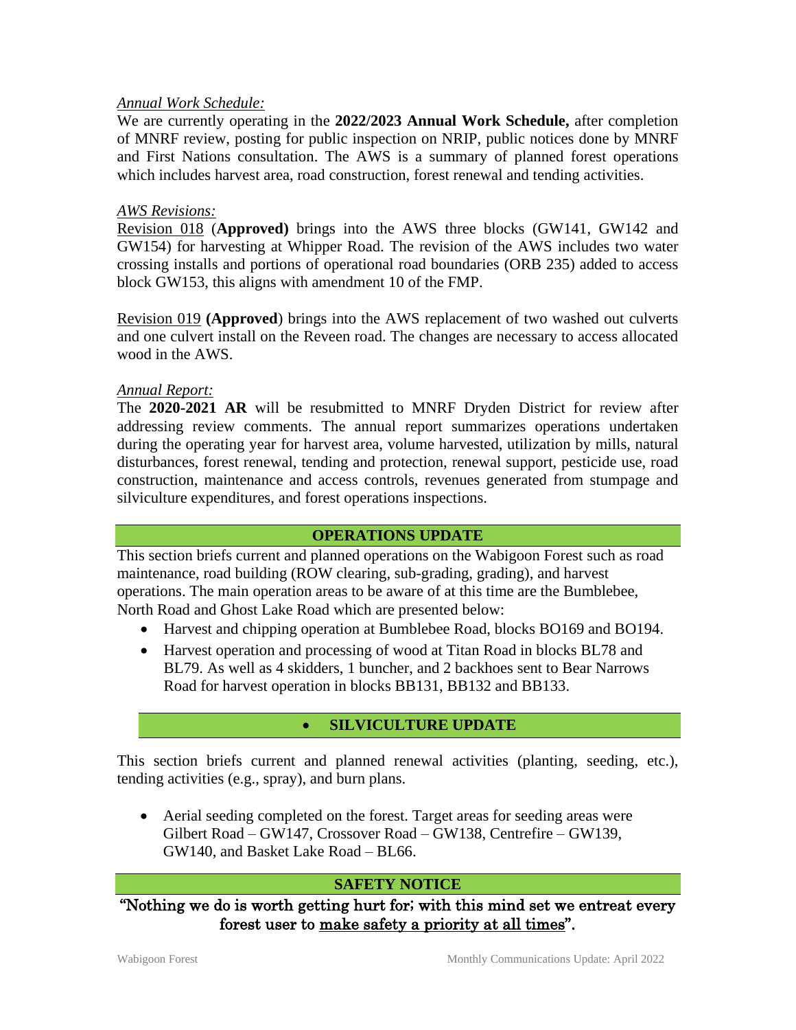*Annual Work Schedule:*

We are currently operating in the **2022/2023 Annual Work Schedule,** after completion of MNRF review, posting for public inspection on NRIP, public notices done by MNRF and First Nations consultation. The AWS is a summary of planned forest operations which includes harvest area, road construction, forest renewal and tending activities.

*AWS Revisions:*

Revision 018 (**Approved)** brings into the AWS three blocks (GW141, GW142 and GW154) for harvesting at Whipper Road. The revision of the AWS includes two water crossing installs and portions of operational road boundaries (ORB 235) added to access block GW153, this aligns with amendment 10 of the FMP.

Revision 019 **(Approved**) brings into the AWS replacement of two washed out culverts and one culvert install on the Reveen road. The changes are necessary to access allocated wood in the AWS.

*Annual Report:*

The **2020-2021 AR** will be resubmitted to MNRF Dryden District for review after addressing review comments. The annual report summarizes operations undertaken during the operating year for harvest area, volume harvested, utilization by mills, natural disturbances, forest renewal, tending and protection, renewal support, pesticide use, road construction, maintenance and access controls, revenues generated from stumpage and silviculture expenditures, and forest operations inspections.

## OPERATIONS UPDATE

This section briefs current and planned operations on the Wabigoon Forest such as road maintenance, road building (ROW clearing, sub-grading, grading), and harvest operations. The main operation areas to be aware of at this time are the Bumblebee, North Road and Ghost Lake Road which are presented below:

- Harvest and chipping operation at Bumblebee Road, blocks BO169 and BO194.
- Harvest operation and processing of wood at Titan Road in blocks BL78 and BL79. As well as 4 skidders, 1 buncher, and 2 backhoes sent to Bear Narrows Road for harvest operation in blocks BB131, BB132 and BB133.

## SILVICULTURE UPDATE

This section briefs current and planned renewal activities (planting, seeding, etc.), tending activities (e.g., spray), and burn plans.

- Aerial seeding completed on the forest. Target areas for seeding areas were Gilbert Road – GW147, Crossover Road – GW138, Centrefire – GW139, GW140, and Basket Lake Road – BL66.

## SAFETY NOTICE

"Nothing we do is worth getting hurt for; with this mind set we entreat every forest user to make safety a priority at all times".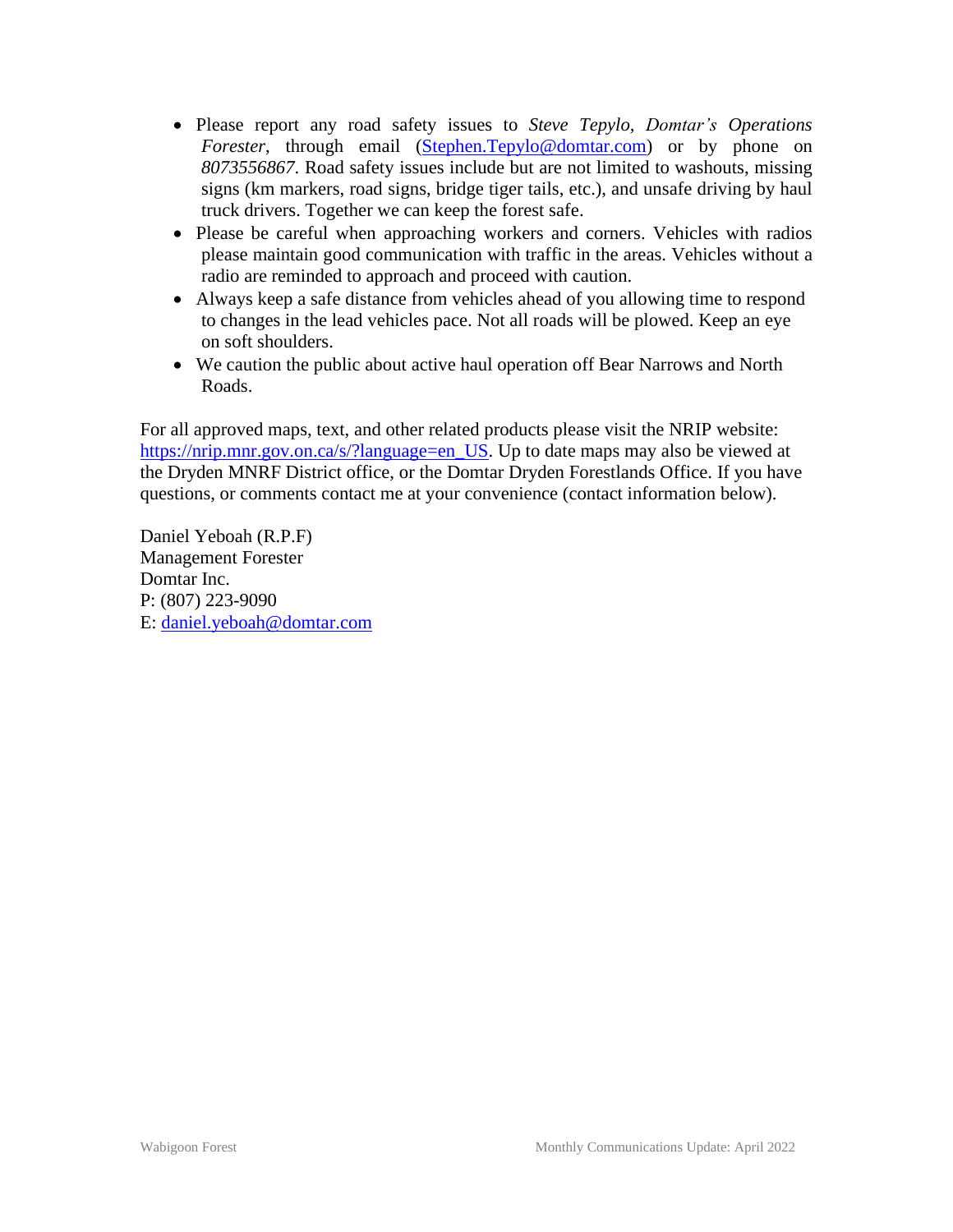- Please report any road safety issues to *Steve Tepylo, Domtar's Operations Forester*, through email (Stephen.Tepylo@domtar.com) or by phone on *8073556867*. Road safety issues include but are not limited to washouts, missing signs (km markers, road signs, bridge tiger tails, etc.), and unsafe driving by haul truck drivers. Together we can keep the forest safe.
- Please be careful when approaching workers and corners. Vehicles with radios please maintain good communication with traffic in the areas. Vehicles without a radio are reminded to approach and proceed with caution.
- Always keep a safe distance from vehicles ahead of you allowing time to respond to changes in the lead vehicles pace. Not all roads will be plowed. Keep an eye on soft shoulders.
- We caution the public about active haul operation off Bear Narrows and North Roads.

For all approved maps, text, and other related products please visit the NRIP website: https://nrip.mnr.gov.on.ca/s/?language=en_US. Up to date maps may also be viewed at the Dryden MNRF District office, or the Domtar Dryden Forestlands Office. If you have questions, or comments contact me at your convenience (contact information below).

Daniel Yeboah (R.P.F)
Management Forester
Domtar Inc.
P: (807) 223-9090
E: daniel.yeboah@domtar.com